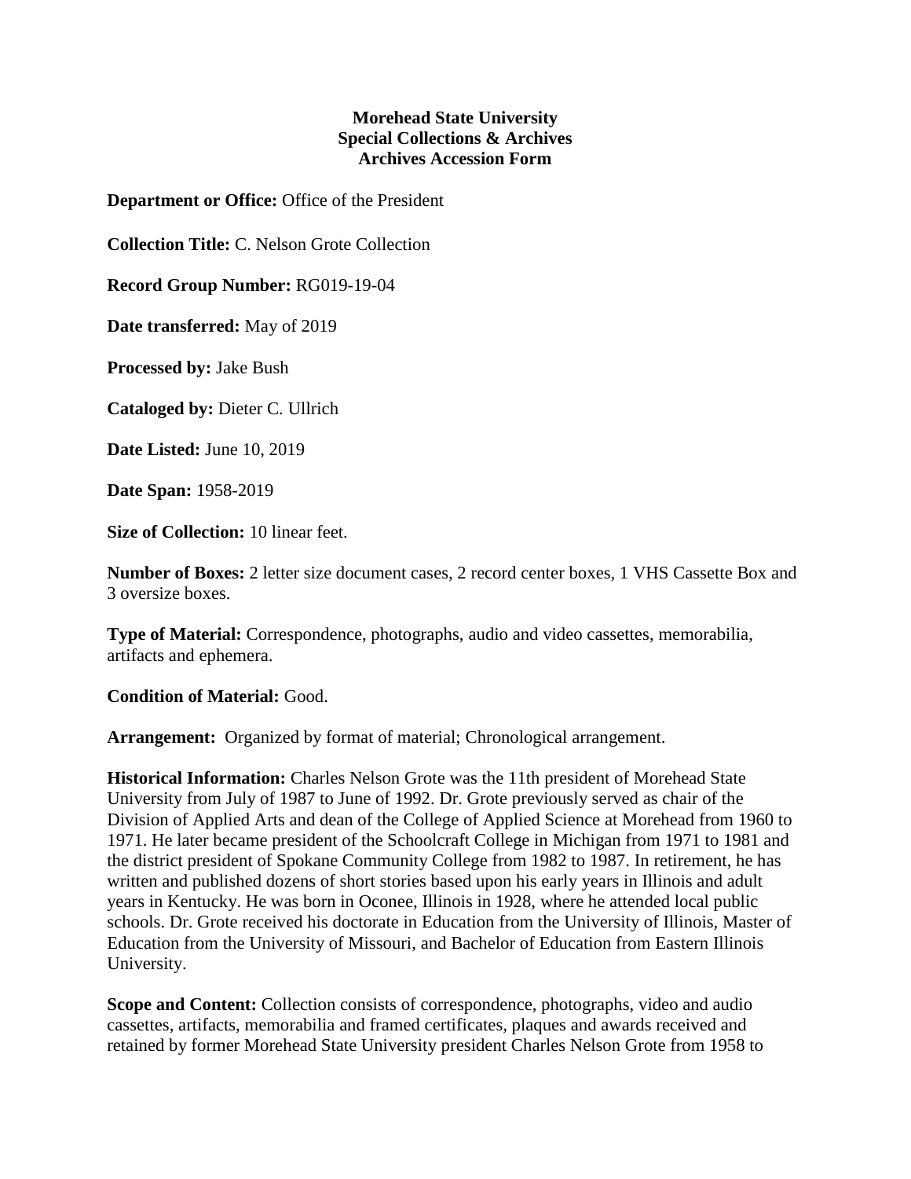**Morehead State University**
**Special Collections & Archives**
**Archives Accession Form**

**Department or Office:** Office of the President

**Collection Title:** C. Nelson Grote Collection

**Record Group Number:** RG019-19-04

**Date transferred:** May of 2019

**Processed by:** Jake Bush

**Cataloged by:** Dieter C. Ullrich

**Date Listed:** June 10, 2019

**Date Span:** 1958-2019

**Size of Collection:** 10 linear feet.

**Number of Boxes:** 2 letter size document cases, 2 record center boxes, 1 VHS Cassette Box and 3 oversize boxes.

**Type of Material:** Correspondence, photographs, audio and video cassettes, memorabilia, artifacts and ephemera.

**Condition of Material:** Good.

**Arrangement:** Organized by format of material; Chronological arrangement.

**Historical Information:** Charles Nelson Grote was the 11th president of Morehead State University from July of 1987 to June of 1992. Dr. Grote previously served as chair of the Division of Applied Arts and dean of the College of Applied Science at Morehead from 1960 to 1971. He later became president of the Schoolcraft College in Michigan from 1971 to 1981 and the district president of Spokane Community College from 1982 to 1987. In retirement, he has written and published dozens of short stories based upon his early years in Illinois and adult years in Kentucky. He was born in Oconee, Illinois in 1928, where he attended local public schools. Dr. Grote received his doctorate in Education from the University of Illinois, Master of Education from the University of Missouri, and Bachelor of Education from Eastern Illinois University.

**Scope and Content:** Collection consists of correspondence, photographs, video and audio cassettes, artifacts, memorabilia and framed certificates, plaques and awards received and retained by former Morehead State University president Charles Nelson Grote from 1958 to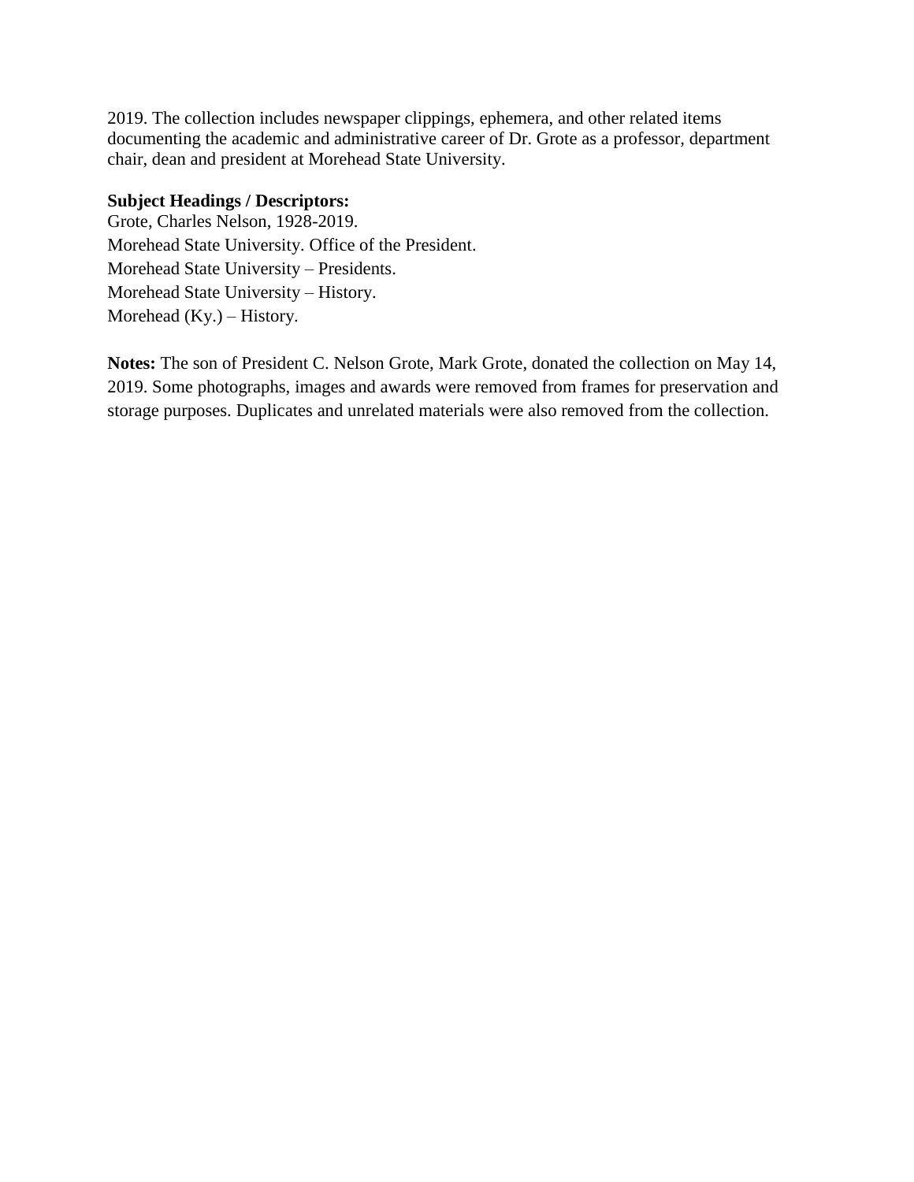2019. The collection includes newspaper clippings, ephemera, and other related items documenting the academic and administrative career of Dr. Grote as a professor, department chair, dean and president at Morehead State University.

**Subject Headings / Descriptors:**
Grote, Charles Nelson, 1928-2019.
Morehead State University. Office of the President.
Morehead State University – Presidents.
Morehead State University – History.
Morehead (Ky.) – History.

**Notes:** The son of President C. Nelson Grote, Mark Grote, donated the collection on May 14, 2019. Some photographs, images and awards were removed from frames for preservation and storage purposes. Duplicates and unrelated materials were also removed from the collection.